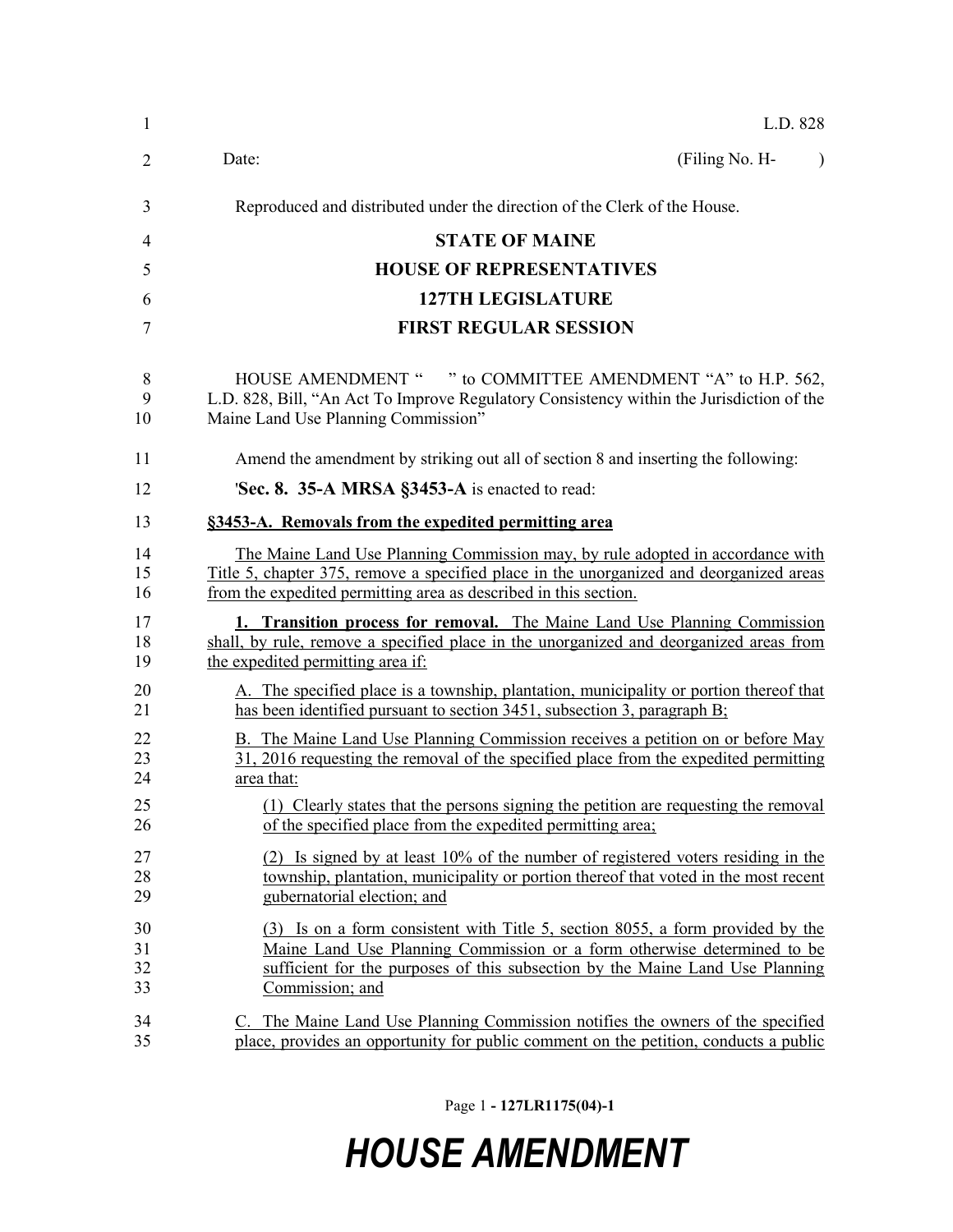L.D. 828

Date: (Filing No. H- )

Reproduced and distributed under the direction of the Clerk of the House.

**STATE OF MAINE**

**HOUSE OF REPRESENTATIVES**

**127TH LEGISLATURE**

**FIRST REGULAR SESSION**

HOUSE AMENDMENT " " to COMMITTEE AMENDMENT "A" to H.P. 562, L.D. 828, Bill, "An Act To Improve Regulatory Consistency within the Jurisdiction of the Maine Land Use Planning Commission"

Amend the amendment by striking out all of section 8 and inserting the following:

'**Sec. 8. 35-A MRSA §3453-A** is enacted to read:

**§3453-A. Removals from the expedited permitting area**

The Maine Land Use Planning Commission may, by rule adopted in accordance with Title 5, chapter 375, remove a specified place in the unorganized and deorganized areas from the expedited permitting area as described in this section.

**1. Transition process for removal.** The Maine Land Use Planning Commission shall, by rule, remove a specified place in the unorganized and deorganized areas from the expedited permitting area if:

A. The specified place is a township, plantation, municipality or portion thereof that has been identified pursuant to section 3451, subsection 3, paragraph B;

B. The Maine Land Use Planning Commission receives a petition on or before May 31, 2016 requesting the removal of the specified place from the expedited permitting area that:

(1) Clearly states that the persons signing the petition are requesting the removal of the specified place from the expedited permitting area;

(2) Is signed by at least 10% of the number of registered voters residing in the township, plantation, municipality or portion thereof that voted in the most recent gubernatorial election; and

(3) Is on a form consistent with Title 5, section 8055, a form provided by the Maine Land Use Planning Commission or a form otherwise determined to be sufficient for the purposes of this subsection by the Maine Land Use Planning Commission; and

C. The Maine Land Use Planning Commission notifies the owners of the specified place, provides an opportunity for public comment on the petition, conducts a public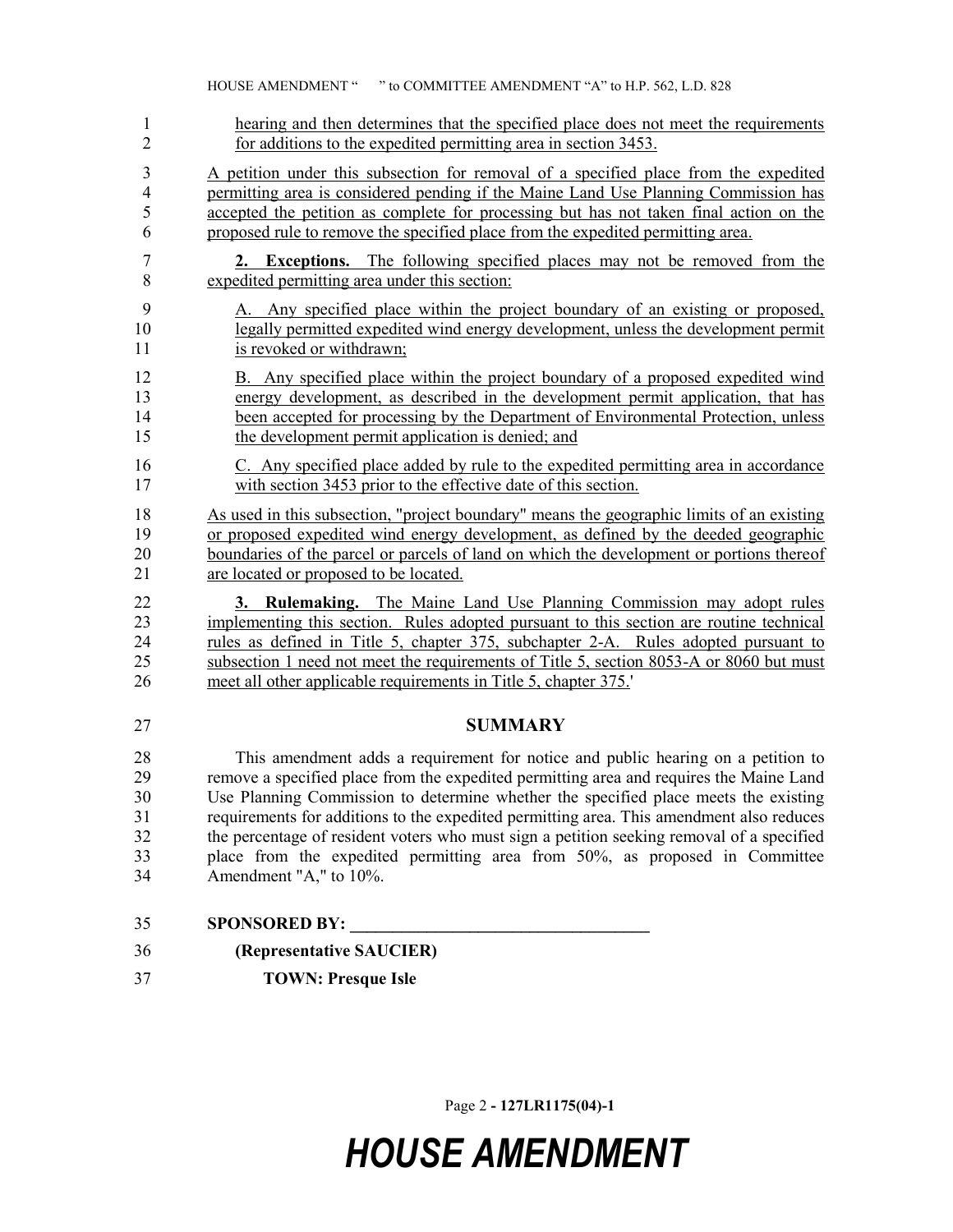hearing and then determines that the specified place does not meet the requirements for additions to the expedited permitting area in section 3453.

A petition under this subsection for removal of a specified place from the expedited permitting area is considered pending if the Maine Land Use Planning Commission has accepted the petition as complete for processing but has not taken final action on the proposed rule to remove the specified place from the expedited permitting area.

**2. Exceptions.** The following specified places may not be removed from the expedited permitting area under this section:

A. Any specified place within the project boundary of an existing or proposed, legally permitted expedited wind energy development, unless the development permit is revoked or withdrawn;

B. Any specified place within the project boundary of a proposed expedited wind energy development, as described in the development permit application, that has been accepted for processing by the Department of Environmental Protection, unless the development permit application is denied; and

C. Any specified place added by rule to the expedited permitting area in accordance with section 3453 prior to the effective date of this section.

As used in this subsection, "project boundary" means the geographic limits of an existing or proposed expedited wind energy development, as defined by the deeded geographic boundaries of the parcel or parcels of land on which the development or portions thereof are located or proposed to be located.

**3. Rulemaking.** The Maine Land Use Planning Commission may adopt rules implementing this section. Rules adopted pursuant to this section are routine technical rules as defined in Title 5, chapter 375, subchapter 2-A. Rules adopted pursuant to subsection 1 need not meet the requirements of Title 5, section 8053-A or 8060 but must meet all other applicable requirements in Title 5, chapter 375.'

## SUMMARY

This amendment adds a requirement for notice and public hearing on a petition to remove a specified place from the expedited permitting area and requires the Maine Land Use Planning Commission to determine whether the specified place meets the existing requirements for additions to the expedited permitting area. This amendment also reduces the percentage of resident voters who must sign a petition seeking removal of a specified place from the expedited permitting area from 50%, as proposed in Committee Amendment "A," to 10%.

**SPONSORED BY: \_\_\_\_\_\_\_\_\_\_\_\_\_\_\_\_\_\_\_\_\_\_\_\_\_\_\_\_\_\_\_\_\_\_\_\_**

**(Representative SAUCIER)**

**TOWN: Presque Isle**